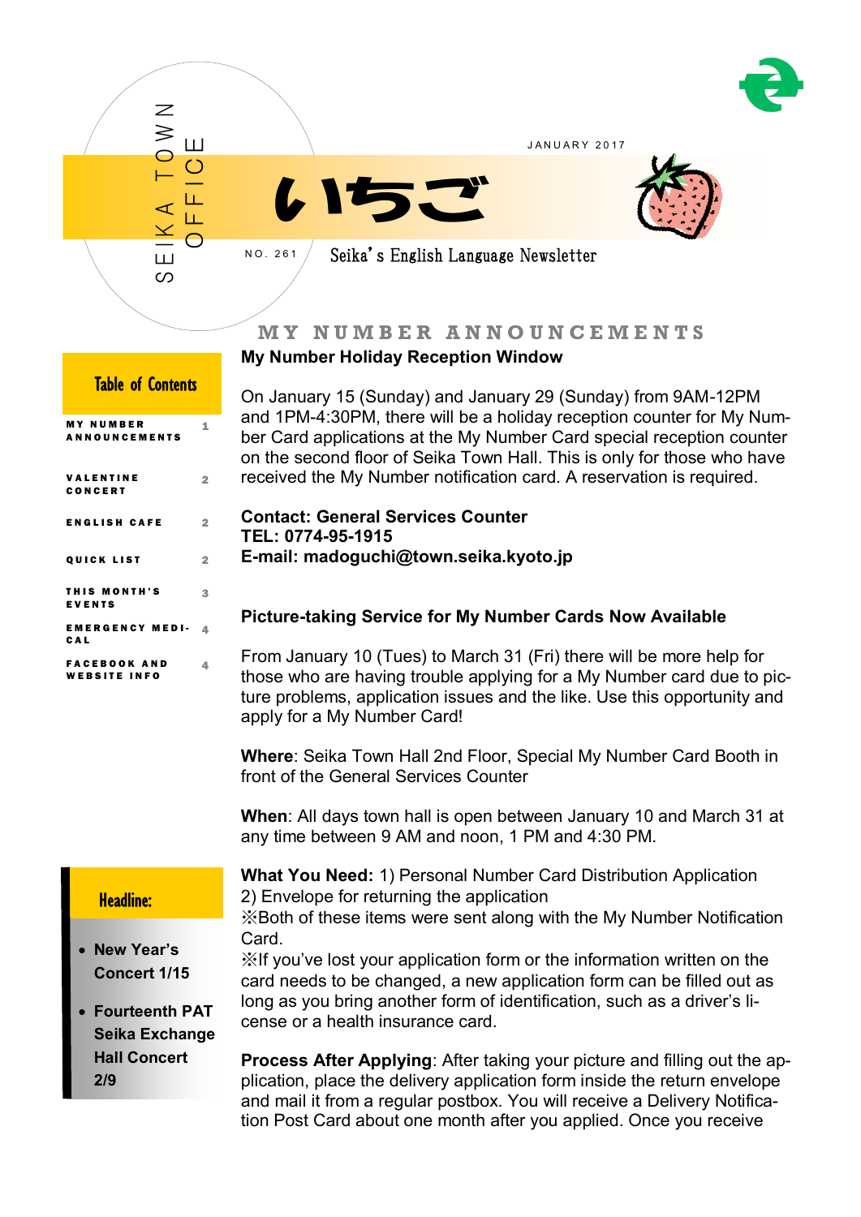SEIKA TOWN OFFICE

JANUARY 2017

# いちご

NO. 261

Seika's English Language Newsletter

**Table of Contents**

| | |
|---|---|
| MY NUMBER ANNOUNCEMENTS | 1 |
| VALENTINE CONCERT | 2 |
| ENGLISH CAFE | 2 |
| QUICK LIST | 2 |
| THIS MONTH'S EVENTS | 3 |
| EMERGENCY MEDICAL | 4 |
| FACEBOOK AND WEBSITE INFO | 4 |

**Headline:**

- **New Year's Concert 1/15**
- **Fourteenth PAT Seika Exchange Hall Concert 2/9**

## MY NUMBER ANNOUNCEMENTS

### My Number Holiday Reception Window

On January 15 (Sunday) and January 29 (Sunday) from 9AM-12PM and 1PM-4:30PM, there will be a holiday reception counter for My Number Card applications at the My Number Card special reception counter on the second floor of Seika Town Hall. This is only for those who have received the My Number notification card. A reservation is required.

**Contact: General Services Counter**
**TEL: 0774-95-1915**
**E-mail: madoguchi@town.seika.kyoto.jp**

### Picture-taking Service for My Number Cards Now Available

From January 10 (Tues) to March 31 (Fri) there will be more help for those who are having trouble applying for a My Number card due to picture problems, application issues and the like. Use this opportunity and apply for a My Number Card!

**Where**: Seika Town Hall 2nd Floor, Special My Number Card Booth in front of the General Services Counter

**When**: All days town hall is open between January 10 and March 31 at any time between 9 AM and noon, 1 PM and 4:30 PM.

**What You Need:** 1) Personal Number Card Distribution Application
2) Envelope for returning the application
※Both of these items were sent along with the My Number Notification Card.
※If you've lost your application form or the information written on the card needs to be changed, a new application form can be filled out as long as you bring another form of identification, such as a driver's license or a health insurance card.

**Process After Applying**: After taking your picture and filling out the application, place the delivery application form inside the return envelope and mail it from a regular postbox. You will receive a Delivery Notification Post Card about one month after you applied. Once you receive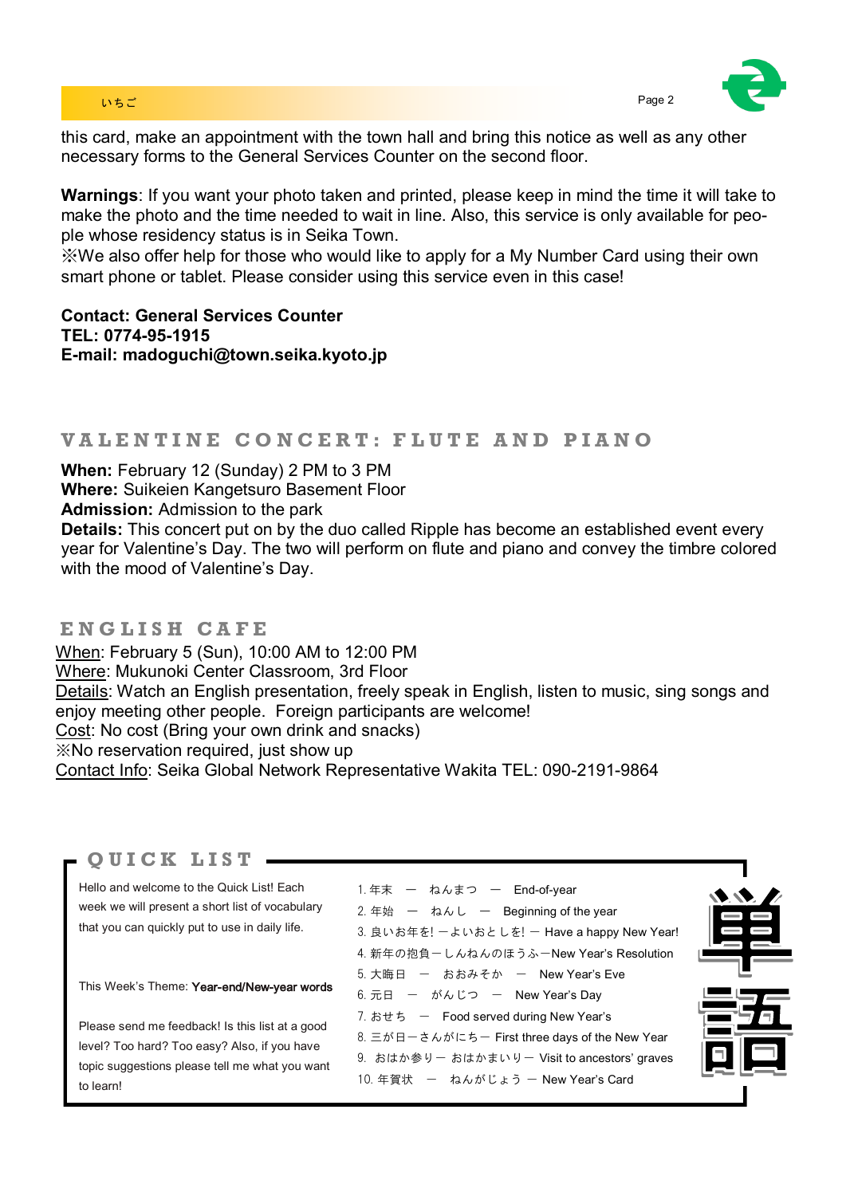this card, make an appointment with the town hall and bring this notice as well as any other necessary forms to the General Services Counter on the second floor.

**Warnings**: If you want your photo taken and printed, please keep in mind the time it will take to make the photo and the time needed to wait in line. Also, this service is only available for people whose residency status is in Seika Town.
※We also offer help for those who would like to apply for a My Number Card using their own smart phone or tablet. Please consider using this service even in this case!

**Contact: General Services Counter**
**TEL: 0774-95-1915**
**E-mail: madoguchi@town.seika.kyoto.jp**

## VALENTINE CONCERT: FLUTE AND PIANO

**When:** February 12 (Sunday) 2 PM to 3 PM
**Where:** Suikeien Kangetsuro Basement Floor
**Admission:** Admission to the park
**Details:** This concert put on by the duo called Ripple has become an established event every year for Valentine's Day. The two will perform on flute and piano and convey the timbre colored with the mood of Valentine's Day.

## ENGLISH CAFE

When: February 5 (Sun), 10:00 AM to 12:00 PM
Where: Mukunoki Center Classroom, 3rd Floor
Details: Watch an English presentation, freely speak in English, listen to music, sing songs and enjoy meeting other people. Foreign participants are welcome!
Cost: No cost (Bring your own drink and snacks)
※No reservation required, just show up
Contact Info: Seika Global Network Representative Wakita TEL: 090-2191-9864

## QUICK LIST

Hello and welcome to the Quick List! Each week we will present a short list of vocabulary that you can quickly put to use in daily life.

This Week's Theme: **Year-end/New-year words**

Please send me feedback! Is this list at a good level? Too hard? Too easy? Also, if you have topic suggestions please tell me what you want to learn!

1. 年末 ― ねんまつ ― End-of-year
2. 年始 ― ねんし ― Beginning of the year
3. 良いお年を! ―よいおとしを! ― Have a happy New Year!
4. 新年の抱負―しんねんのほうふ―New Year's Resolution
5. 大晦日 ― おおみそか ― New Year's Eve
6. 元日 ― がんじつ ― New Year's Day
7. おせち ― Food served during New Year's
8. 三が日―さんがにち― First three days of the New Year
9. おはか参り― おはかまいり― Visit to ancestors' graves
10. 年賀状 ― ねんがじょう ― New Year's Card

単語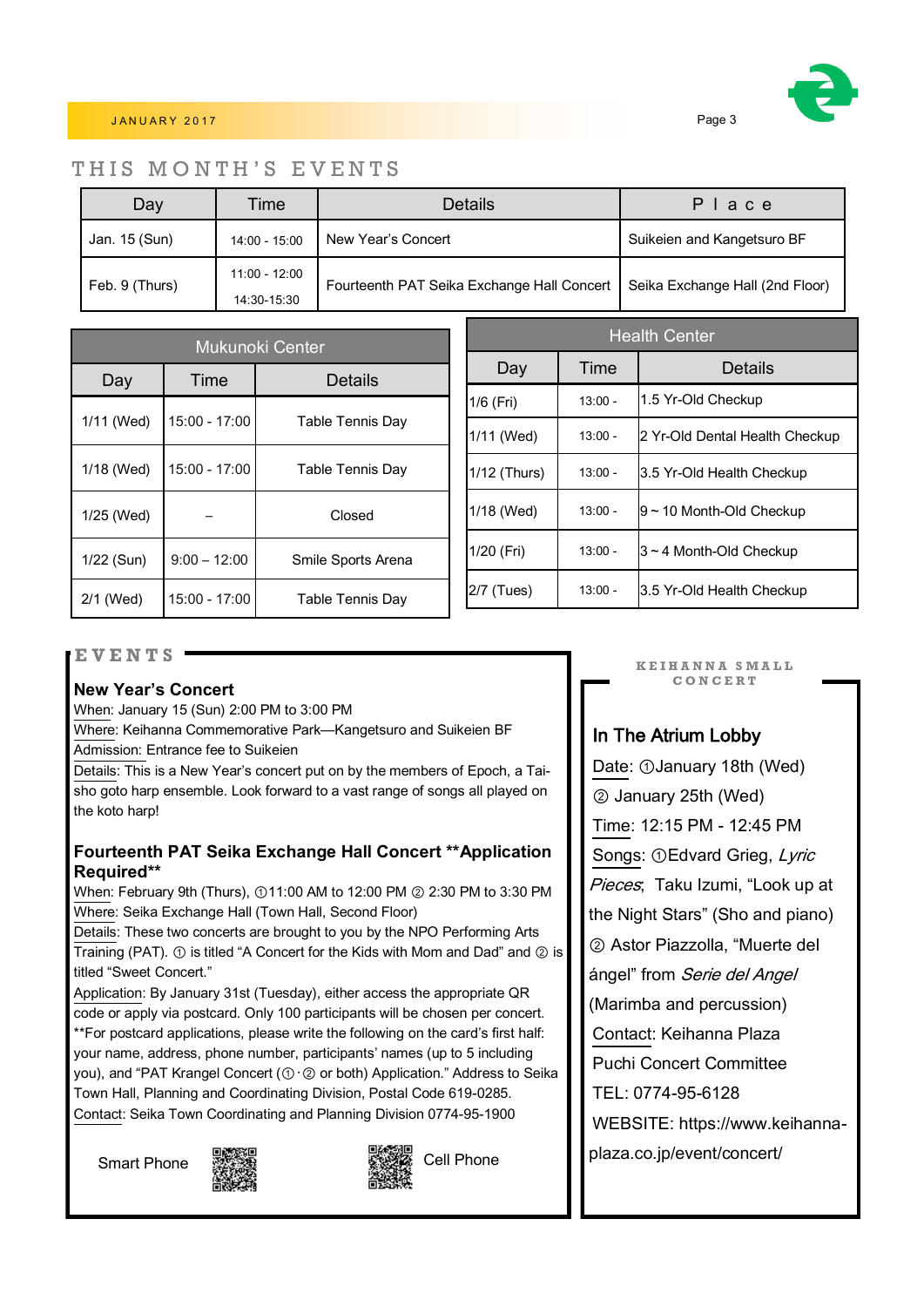## THIS MONTH'S EVENTS

| Day | Time | Details | Place |
|---|---|---|---|
| Jan. 15 (Sun) | 14:00 - 15:00 | New Year's Concert | Suikeien and Kangetsuro BF |
| Feb. 9 (Thurs) | 11:00 - 12:00<br>14:30-15:30 | Fourteenth PAT Seika Exchange Hall Concert | Seika Exchange Hall (2nd Floor) |

| Mukunoki Center | | |
|---|---|---|
| Day | Time | Details |
| 1/11 (Wed) | 15:00 - 17:00 | Table Tennis Day |
| 1/18 (Wed) | 15:00 - 17:00 | Table Tennis Day |
| 1/25 (Wed) | – | Closed |
| 1/22 (Sun) | 9:00 – 12:00 | Smile Sports Arena |
| 2/1 (Wed) | 15:00 - 17:00 | Table Tennis Day |

| Health Center | | |
|---|---|---|
| Day | Time | Details |
| 1/6 (Fri) | 13:00 - | 1.5 Yr-Old Checkup |
| 1/11 (Wed) | 13:00 - | 2 Yr-Old Dental Health Checkup |
| 1/12 (Thurs) | 13:00 - | 3.5 Yr-Old Health Checkup |
| 1/18 (Wed) | 13:00 - | 9 ~ 10 Month-Old Checkup |
| 1/20 (Fri) | 13:00 - | 3 ~ 4 Month-Old Checkup |
| 2/7 (Tues) | 13:00 - | 3.5 Yr-Old Health Checkup |

## EVENTS

### New Year's Concert

When: January 15 (Sun) 2:00 PM to 3:00 PM
Where: Keihanna Commemorative Park—Kangetsuro and Suikeien BF
Admission: Entrance fee to Suikeien
Details: This is a New Year's concert put on by the members of Epoch, a Tai-sho goto harp ensemble. Look forward to a vast range of songs all played on the koto harp!

### Fourteenth PAT Seika Exchange Hall Concert **Application Required**

When: February 9th (Thurs), ①11:00 AM to 12:00 PM ② 2:30 PM to 3:30 PM
Where: Seika Exchange Hall (Town Hall, Second Floor)
Details: These two concerts are brought to you by the NPO Performing Arts Training (PAT). ① is titled "A Concert for the Kids with Mom and Dad" and ② is titled "Sweet Concert."
Application: By January 31st (Tuesday), either access the appropriate QR code or apply via postcard. Only 100 participants will be chosen per concert.
**For postcard applications, please write the following on the card's first half: your name, address, phone number, participants' names (up to 5 including you), and "PAT Krangel Concert (①·② or both) Application." Address to Seika Town Hall, Planning and Coordinating Division, Postal Code 619-0285.
Contact: Seika Town Coordinating and Planning Division 0774-95-1900

Smart Phone Cell Phone

## KEIHANNA SMALL CONCERT

### In The Atrium Lobby

Date: ①January 18th (Wed)
② January 25th (Wed)
Time: 12:15 PM - 12:45 PM
Songs: ①Edvard Grieg, *Lyric Pieces*; Taku Izumi, "Look up at the Night Stars" (Sho and piano)
② Astor Piazzolla, "Muerte del ángel" from *Serie del Angel* (Marimba and percussion)
Contact: Keihanna Plaza Puchi Concert Committee
TEL: 0774-95-6128
WEBSITE: https://www.keihanna-plaza.co.jp/event/concert/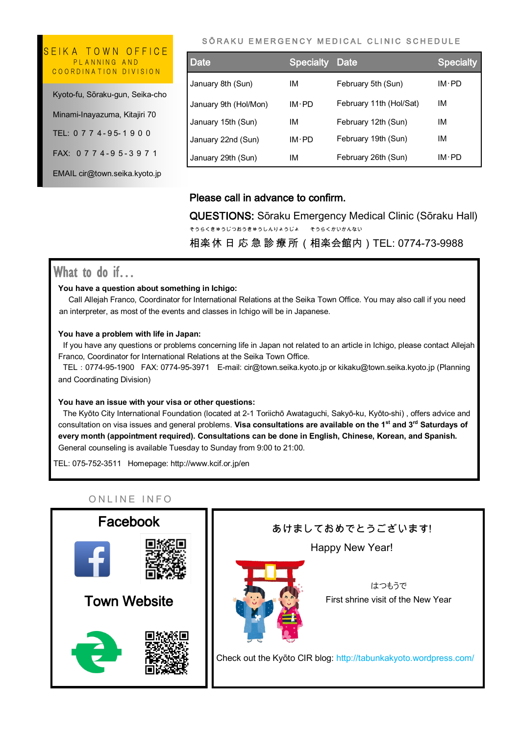## SEIKA TOWN OFFICE
PLANNING AND COORDINATION DIVISION

Kyoto-fu, Sōraku-gun, Seika-cho

Minami-Inayazuma, Kitajiri 70

TEL: ０７７４-95-１９００

FAX: ０７７４-９５-３９７１

EMAIL cir@town.seika.kyoto.jp

### SŌRAKU EMERGENCY MEDICAL CLINIC SCHEDULE

| Date | Specialty | Date | Specialty |
|---|---|---|---|
| January 8th (Sun) | IM | February 5th (Sun) | IM･PD |
| January 9th (Hol/Mon) | IM･PD | February 11th (Hol/Sat) | IM |
| January 15th (Sun) | IM | February 12th (Sun) | IM |
| January 22nd (Sun) | IM･PD | February 19th (Sun) | IM |
| January 29th (Sun) | IM | February 26th (Sun) | IM･PD |

Please call in advance to confirm.

**QUESTIONS:** Sōraku Emergency Medical Clinic (Sōraku Hall)

相楽休日応急診療所（相楽会館内）TEL: 0774-73-9988

## What to do if…

**You have a question about something in Ichigo:**

Call Allejah Franco, Coordinator for International Relations at the Seika Town Office. You may also call if you need an interpreter, as most of the events and classes in Ichigo will be in Japanese.

**You have a problem with life in Japan:**

If you have any questions or problems concerning life in Japan not related to an article in Ichigo, please contact Allejah Franco, Coordinator for International Relations at the Seika Town Office.

TEL：0774-95-1900 FAX: 0774-95-3971 E-mail: cir@town.seika.kyoto.jp or kikaku@town.seika.kyoto.jp (Planning and Coordinating Division)

**You have an issue with your visa or other questions:**

The Kyōto City International Foundation (located at 2-1 Toriichō Awataguchi, Sakyō-ku, Kyōto-shi) , offers advice and consultation on visa issues and general problems. **Visa consultations are available on the 1st and 3rd Saturdays of every month (appointment required). Consultations can be done in English, Chinese, Korean, and Spanish.** General counseling is available Tuesday to Sunday from 9:00 to 21:00.

TEL: 075-752-3511 Homepage: http://www.kcif.or.jp/en

### ONLINE INFO

**Facebook**

**Town Website**

あけましておめでとうございます!

Happy New Year!

はつもうで

First shrine visit of the New Year

Check out the Kyōto CIR blog: http://tabunkakyoto.wordpress.com/